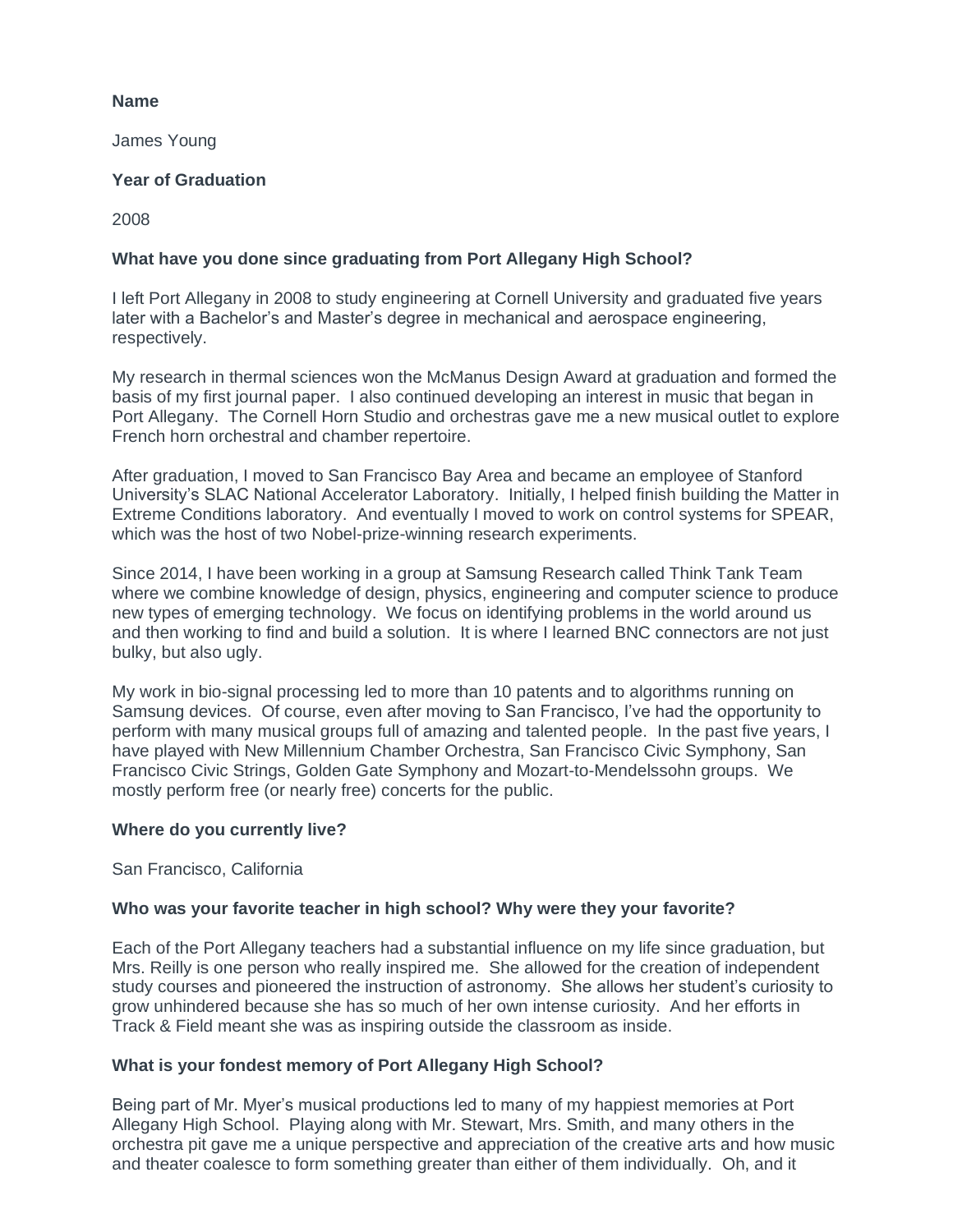**Name**

James Young

**Year of Graduation**

2008

**What have you done since graduating from Port Allegany High School?**

I left Port Allegany in 2008 to study engineering at Cornell University and graduated five years later with a Bachelor's and Master's degree in mechanical and aerospace engineering, respectively.

My research in thermal sciences won the McManus Design Award at graduation and formed the basis of my first journal paper. I also continued developing an interest in music that began in Port Allegany. The Cornell Horn Studio and orchestras gave me a new musical outlet to explore French horn orchestral and chamber repertoire.

After graduation, I moved to San Francisco Bay Area and became an employee of Stanford University's SLAC National Accelerator Laboratory. Initially, I helped finish building the Matter in Extreme Conditions laboratory. And eventually I moved to work on control systems for SPEAR, which was the host of two Nobel-prize-winning research experiments.

Since 2014, I have been working in a group at Samsung Research called Think Tank Team where we combine knowledge of design, physics, engineering and computer science to produce new types of emerging technology. We focus on identifying problems in the world around us and then working to find and build a solution. It is where I learned BNC connectors are not just bulky, but also ugly.

My work in bio-signal processing led to more than 10 patents and to algorithms running on Samsung devices. Of course, even after moving to San Francisco, I've had the opportunity to perform with many musical groups full of amazing and talented people. In the past five years, I have played with New Millennium Chamber Orchestra, San Francisco Civic Symphony, San Francisco Civic Strings, Golden Gate Symphony and Mozart-to-Mendelssohn groups. We mostly perform free (or nearly free) concerts for the public.

**Where do you currently live?**

San Francisco, California

**Who was your favorite teacher in high school? Why were they your favorite?**

Each of the Port Allegany teachers had a substantial influence on my life since graduation, but Mrs. Reilly is one person who really inspired me. She allowed for the creation of independent study courses and pioneered the instruction of astronomy. She allows her student's curiosity to grow unhindered because she has so much of her own intense curiosity. And her efforts in Track & Field meant she was as inspiring outside the classroom as inside.

**What is your fondest memory of Port Allegany High School?**

Being part of Mr. Myer's musical productions led to many of my happiest memories at Port Allegany High School. Playing along with Mr. Stewart, Mrs. Smith, and many others in the orchestra pit gave me a unique perspective and appreciation of the creative arts and how music and theater coalesce to form something greater than either of them individually. Oh, and it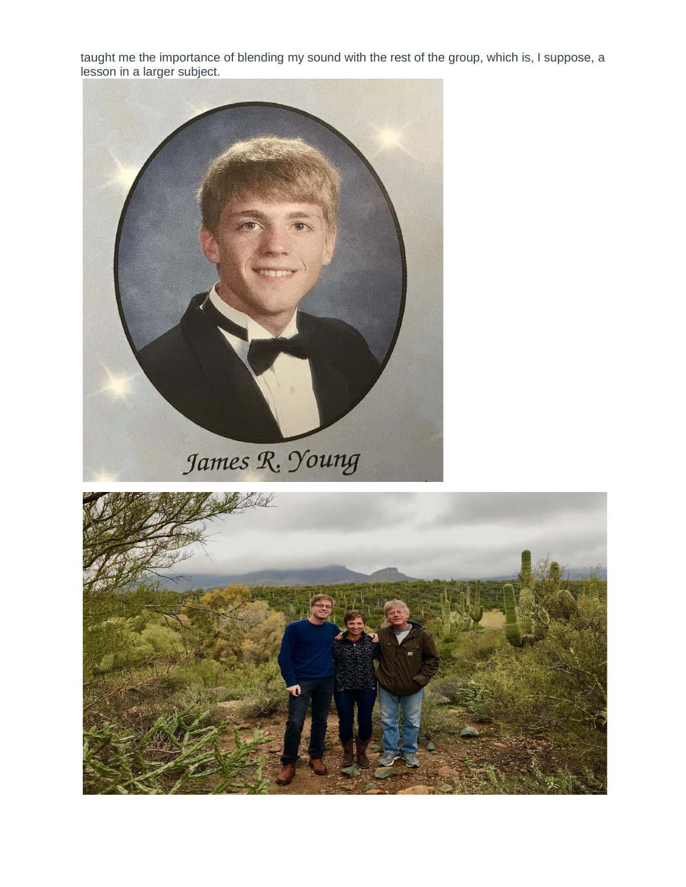taught me the importance of blending my sound with the rest of the group, which is, I suppose, a lesson in a larger subject.